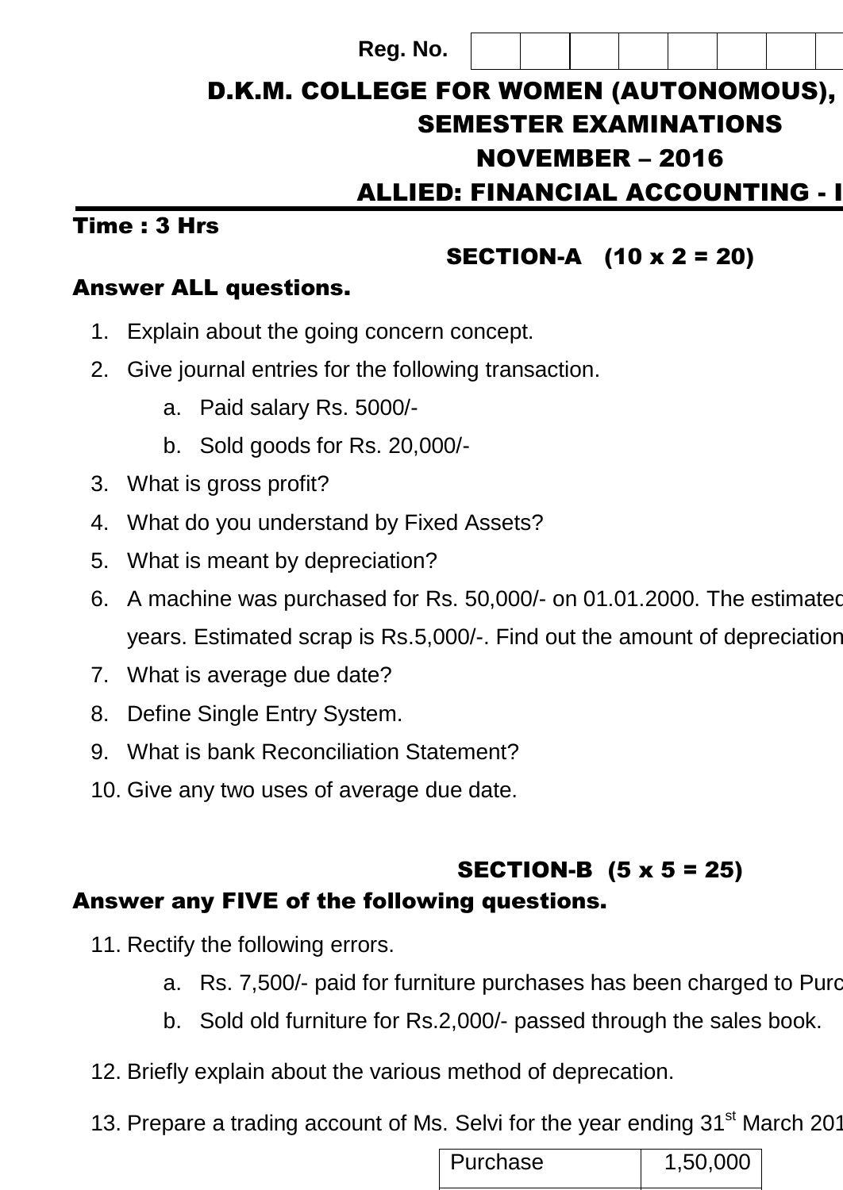Reg. No. | | | | | | | | |

# D.K.M. COLLEGE FOR WOMEN (AUTONOMOUS),

## SEMESTER EXAMINATIONS

## NOVEMBER – 2016

## ALLIED: FINANCIAL ACCOUNTING - I

**Time : 3 Hrs**

### SECTION-A (10 x 2 = 20)

**Answer ALL questions.**

1. Explain about the going concern concept.
2. Give journal entries for the following transaction.
    a. Paid salary Rs. 5000/-
    b. Sold goods for Rs. 20,000/-
3. What is gross profit?
4. What do you understand by Fixed Assets?
5. What is meant by depreciation?
6. A machine was purchased for Rs. 50,000/- on 01.01.2000. The estimated years. Estimated scrap is Rs.5,000/-. Find out the amount of depreciation
7. What is average due date?
8. Define Single Entry System.
9. What is bank Reconciliation Statement?
10. Give any two uses of average due date.

### SECTION-B (5 x 5 = 25)

**Answer any FIVE of the following questions.**

11. Rectify the following errors.
    a. Rs. 7,500/- paid for furniture purchases has been charged to Purc
    b. Sold old furniture for Rs.2,000/- passed through the sales book.
12. Briefly explain about the various method of deprecation.
13. Prepare a trading account of Ms. Selvi for the year ending 31st March 201

| Purchase | 1,50,000 |
|---|---|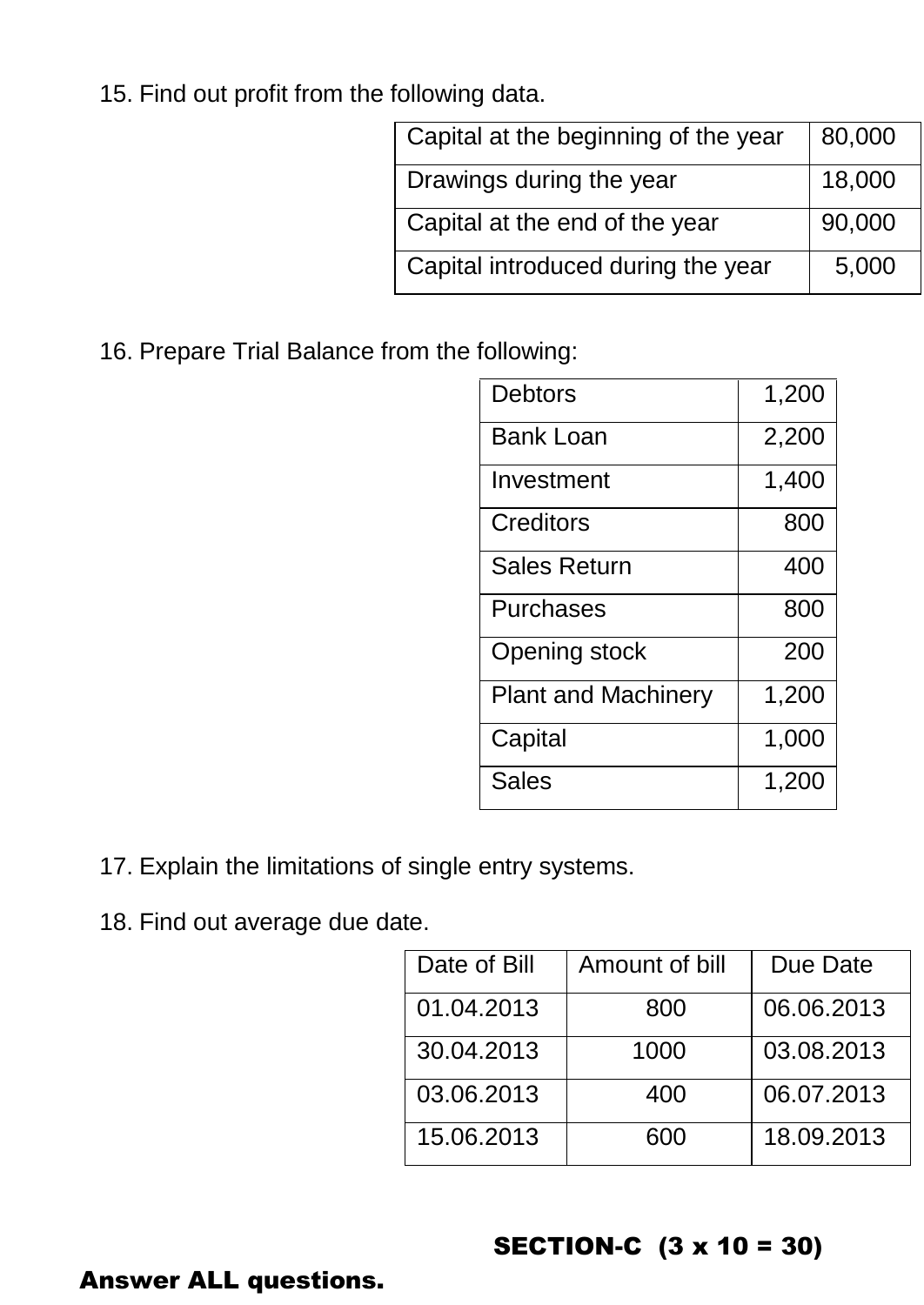15. Find out profit from the following data.

| Capital at the beginning of the year | 80,000 |
|---|---|
| Drawings during the year | 18,000 |
| Capital at the end of the year | 90,000 |
| Capital introduced during the year | 5,000 |

16. Prepare Trial Balance from the following:

| Debtors | 1,200 |
|---|---|
| Bank Loan | 2,200 |
| Investment | 1,400 |
| Creditors | 800 |
| Sales Return | 400 |
| Purchases | 800 |
| Opening stock | 200 |
| Plant and Machinery | 1,200 |
| Capital | 1,000 |
| Sales | 1,200 |

17. Explain the limitations of single entry systems.

18. Find out average due date.

| Date of Bill | Amount of bill | Due Date |
|---|---|---|
| 01.04.2013 | 800 | 06.06.2013 |
| 30.04.2013 | 1000 | 03.08.2013 |
| 03.06.2013 | 400 | 06.07.2013 |
| 15.06.2013 | 600 | 18.09.2013 |

**SECTION-C (3 x 10 = 30)**

**Answer ALL questions.**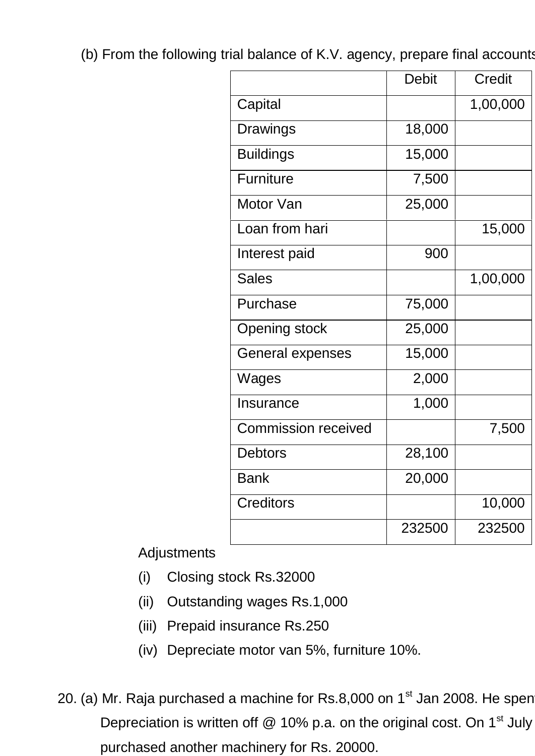(b) From the following trial balance of K.V. agency, prepare final accounts

| | Debit | Credit |
|---|---|---|
| Capital | | 1,00,000 |
| Drawings | 18,000 | |
| Buildings | 15,000 | |
| Furniture | 7,500 | |
| Motor Van | 25,000 | |
| Loan from hari | | 15,000 |
| Interest paid | 900 | |
| Sales | | 1,00,000 |
| Purchase | 75,000 | |
| Opening stock | 25,000 | |
| General expenses | 15,000 | |
| Wages | 2,000 | |
| Insurance | 1,000 | |
| Commission received | | 7,500 |
| Debtors | 28,100 | |
| Bank | 20,000 | |
| Creditors | | 10,000 |
| | 232500 | 232500 |

Adjustments

(i) Closing stock Rs.32000

(ii) Outstanding wages Rs.1,000

(iii) Prepaid insurance Rs.250

(iv) Depreciate motor van 5%, furniture 10%.

20. (a) Mr. Raja purchased a machine for Rs.8,000 on 1st Jan 2008. He spent

Depreciation is written off @ 10% p.a. on the original cost. On 1st July

purchased another machinery for Rs. 20000.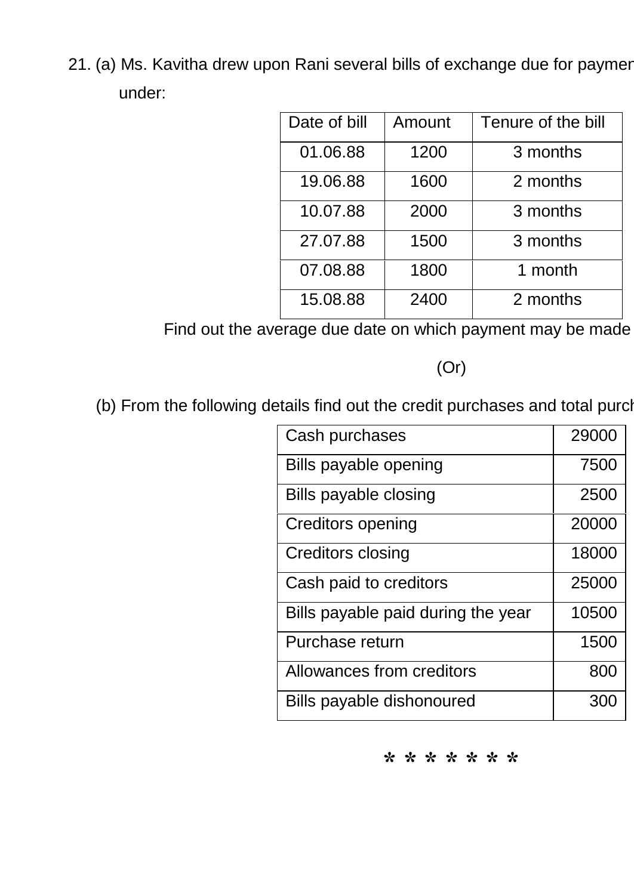21. (a) Ms. Kavitha drew upon Rani several bills of exchange due for paymen under:

| Date of bill | Amount | Tenure of the bill |
|---|---|---|
| 01.06.88 | 1200 | 3 months |
| 19.06.88 | 1600 | 2 months |
| 10.07.88 | 2000 | 3 months |
| 27.07.88 | 1500 | 3 months |
| 07.08.88 | 1800 | 1 month |
| 15.08.88 | 2400 | 2 months |

Find out the average due date on which payment may be made

(Or)

(b) From the following details find out the credit purchases and total purch

| | |
|---|---|
| Cash purchases | 29000 |
| Bills payable opening | 7500 |
| Bills payable closing | 2500 |
| Creditors opening | 20000 |
| Creditors closing | 18000 |
| Cash paid to creditors | 25000 |
| Bills payable paid during the year | 10500 |
| Purchase return | 1500 |
| Allowances from creditors | 800 |
| Bills payable dishonoured | 300 |

* * * * * * *